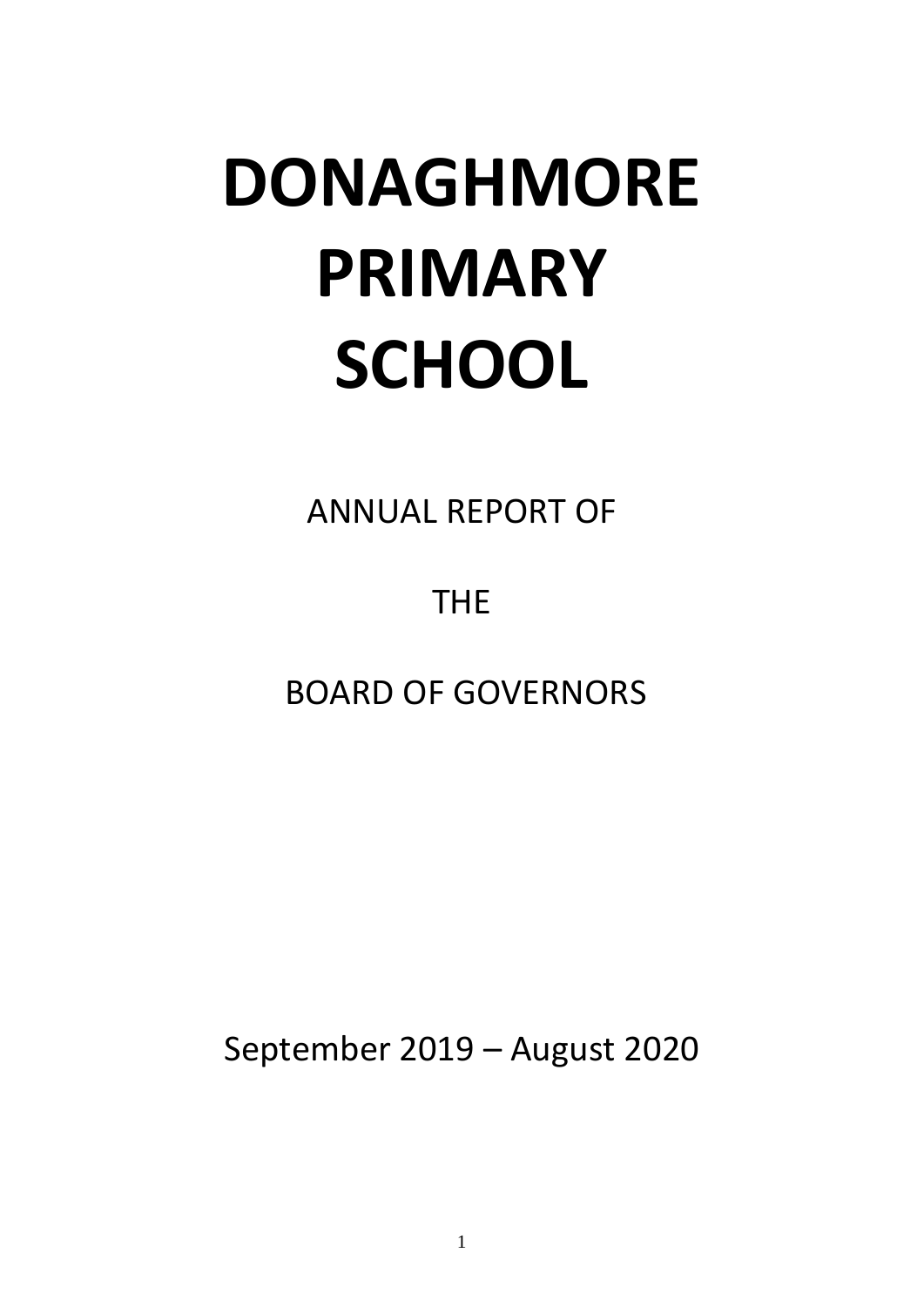# DONAGHMORE PRIMARY SCHOOL

ANNUAL REPORT OF

THE

BOARD OF GOVERNORS

September 2019 – August 2020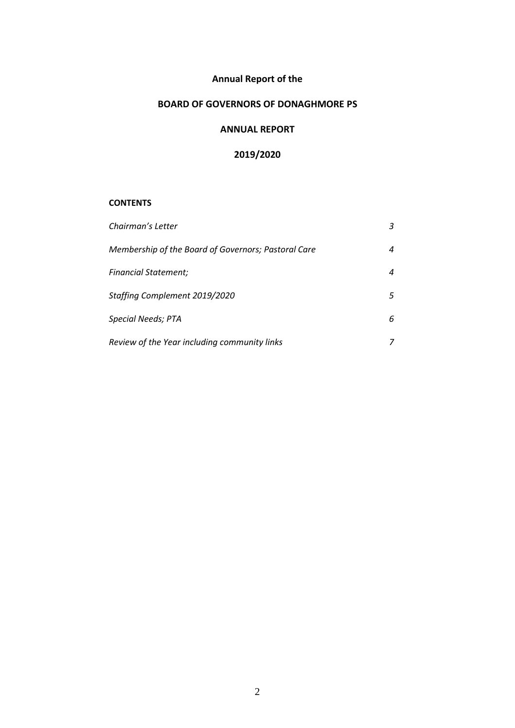**Annual Report of the**

**BOARD OF GOVERNORS OF DONAGHMORE PS**

**ANNUAL REPORT**

**2019/2020**

**CONTENTS**

| | |
|---|---|
| *Chairman's Letter* | *3* |
| *Membership of the Board of Governors; Pastoral Care* | *4* |
| *Financial Statement;* | *4* |
| *Staffing Complement 2019/2020* | *5* |
| *Special Needs; PTA* | *6* |
| *Review of the Year including community links* | *7* |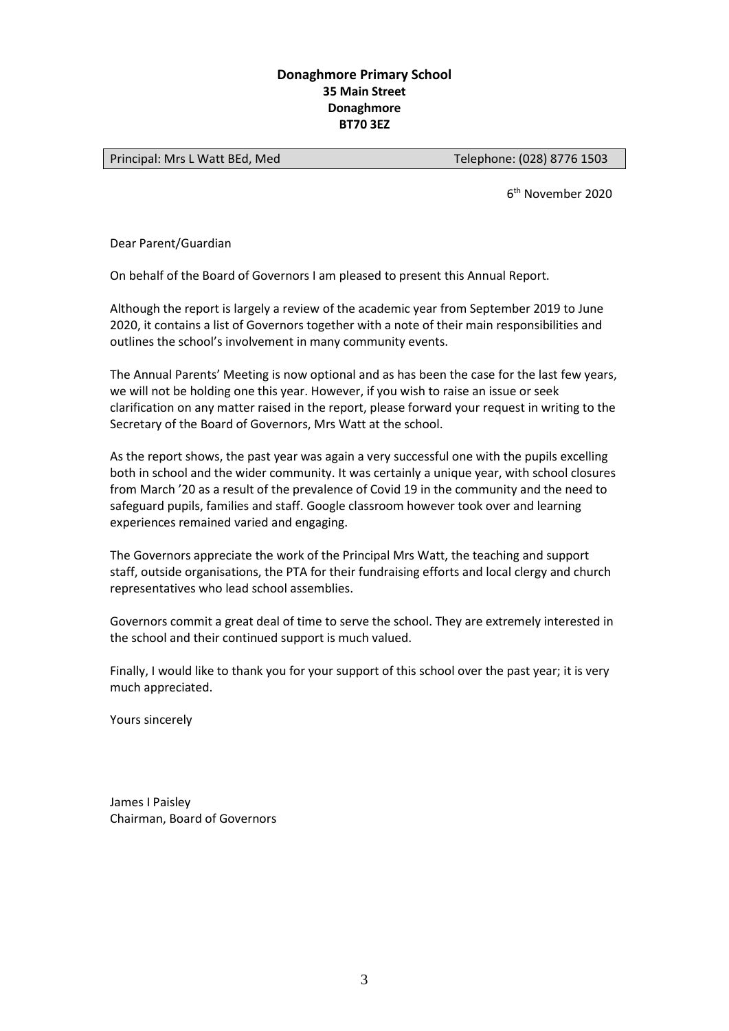**Donaghmore Primary School**
**35 Main Street**
**Donaghmore**
**BT70 3EZ**

| Principal: Mrs L Watt BEd, Med | Telephone: (028) 8776 1503 |
| --- | --- |

6th November 2020

Dear Parent/Guardian

On behalf of the Board of Governors I am pleased to present this Annual Report.

Although the report is largely a review of the academic year from September 2019 to June 2020, it contains a list of Governors together with a note of their main responsibilities and outlines the school's involvement in many community events.

The Annual Parents' Meeting is now optional and as has been the case for the last few years, we will not be holding one this year. However, if you wish to raise an issue or seek clarification on any matter raised in the report, please forward your request in writing to the Secretary of the Board of Governors, Mrs Watt at the school.

As the report shows, the past year was again a very successful one with the pupils excelling both in school and the wider community. It was certainly a unique year, with school closures from March '20 as a result of the prevalence of Covid 19 in the community and the need to safeguard pupils, families and staff. Google classroom however took over and learning experiences remained varied and engaging.

The Governors appreciate the work of the Principal Mrs Watt, the teaching and support staff, outside organisations, the PTA for their fundraising efforts and local clergy and church representatives who lead school assemblies.

Governors commit a great deal of time to serve the school. They are extremely interested in the school and their continued support is much valued.

Finally, I would like to thank you for your support of this school over the past year; it is very much appreciated.

Yours sincerely

James I Paisley
Chairman, Board of Governors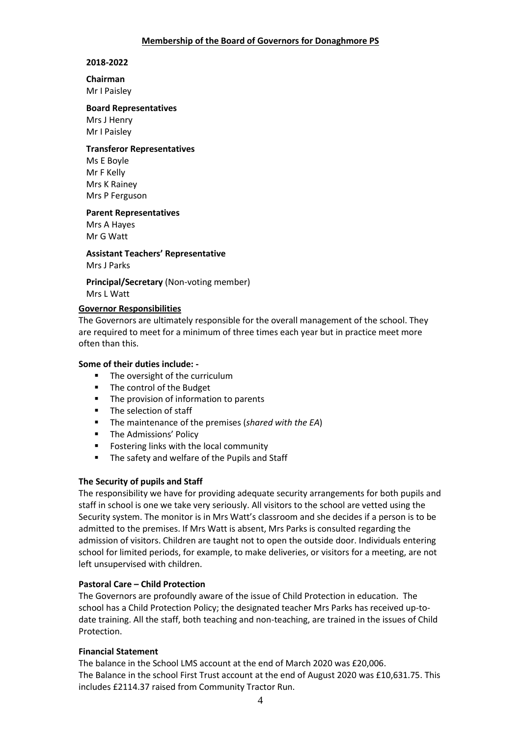## Membership of the Board of Governors for Donaghmore PS

**2018-2022**

**Chairman**
Mr I Paisley

**Board Representatives**
Mrs J Henry
Mr I Paisley

**Transferor Representatives**
Ms E Boyle
Mr F Kelly
Mrs K Rainey
Mrs P Ferguson

**Parent Representatives**
Mrs A Hayes
Mr G Watt

**Assistant Teachers' Representative**
Mrs J Parks

**Principal/Secretary** (Non-voting member)
Mrs L Watt

### Governor Responsibilities

The Governors are ultimately responsible for the overall management of the school. They are required to meet for a minimum of three times each year but in practice meet more often than this.

**Some of their duties include: -**

- The oversight of the curriculum
- The control of the Budget
- The provision of information to parents
- The selection of staff
- The maintenance of the premises (*shared with the EA*)
- The Admissions' Policy
- Fostering links with the local community
- The safety and welfare of the Pupils and Staff

### The Security of pupils and Staff

The responsibility we have for providing adequate security arrangements for both pupils and staff in school is one we take very seriously. All visitors to the school are vetted using the Security system. The monitor is in Mrs Watt's classroom and she decides if a person is to be admitted to the premises. If Mrs Watt is absent, Mrs Parks is consulted regarding the admission of visitors. Children are taught not to open the outside door. Individuals entering school for limited periods, for example, to make deliveries, or visitors for a meeting, are not left unsupervised with children.

### Pastoral Care – Child Protection

The Governors are profoundly aware of the issue of Child Protection in education. The school has a Child Protection Policy; the designated teacher Mrs Parks has received up-to-date training. All the staff, both teaching and non-teaching, are trained in the issues of Child Protection.

### Financial Statement

The balance in the School LMS account at the end of March 2020 was £20,006.
The Balance in the school First Trust account at the end of August 2020 was £10,631.75. This includes £2114.37 raised from Community Tractor Run.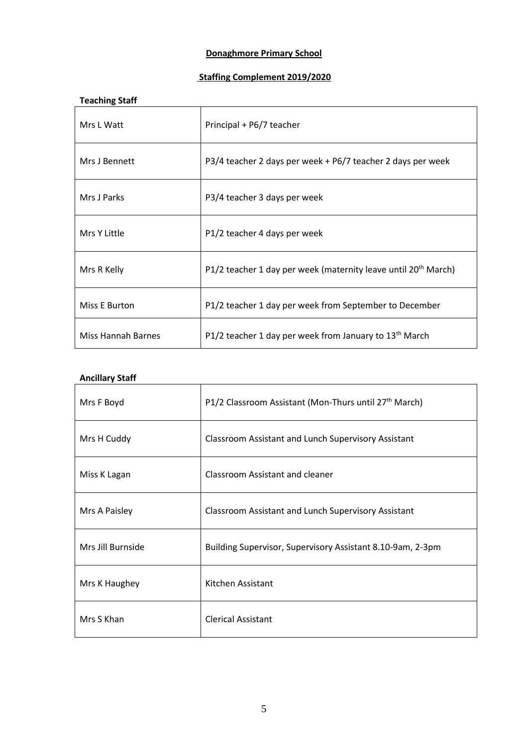# Donaghmore Primary School

## Staffing Complement 2019/2020

**Teaching Staff**

| | |
|---|---|
| Mrs L Watt | Principal + P6/7 teacher |
| Mrs J Bennett | P3/4 teacher 2 days per week + P6/7 teacher 2 days per week |
| Mrs J Parks | P3/4 teacher 3 days per week |
| Mrs Y Little | P1/2 teacher 4 days per week |
| Mrs R Kelly | P1/2 teacher 1 day per week (maternity leave until 20th March) |
| Miss E Burton | P1/2 teacher 1 day per week from September to December |
| Miss Hannah Barnes | P1/2 teacher 1 day per week from January to 13th March |

**Ancillary Staff**

| | |
|---|---|
| Mrs F Boyd | P1/2 Classroom Assistant (Mon-Thurs until 27th March) |
| Mrs H Cuddy | Classroom Assistant and Lunch Supervisory Assistant |
| Miss K Lagan | Classroom Assistant and cleaner |
| Mrs A Paisley | Classroom Assistant and Lunch Supervisory Assistant |
| Mrs Jill Burnside | Building Supervisor, Supervisory Assistant 8.10-9am, 2-3pm |
| Mrs K Haughey | Kitchen Assistant |
| Mrs S Khan | Clerical Assistant |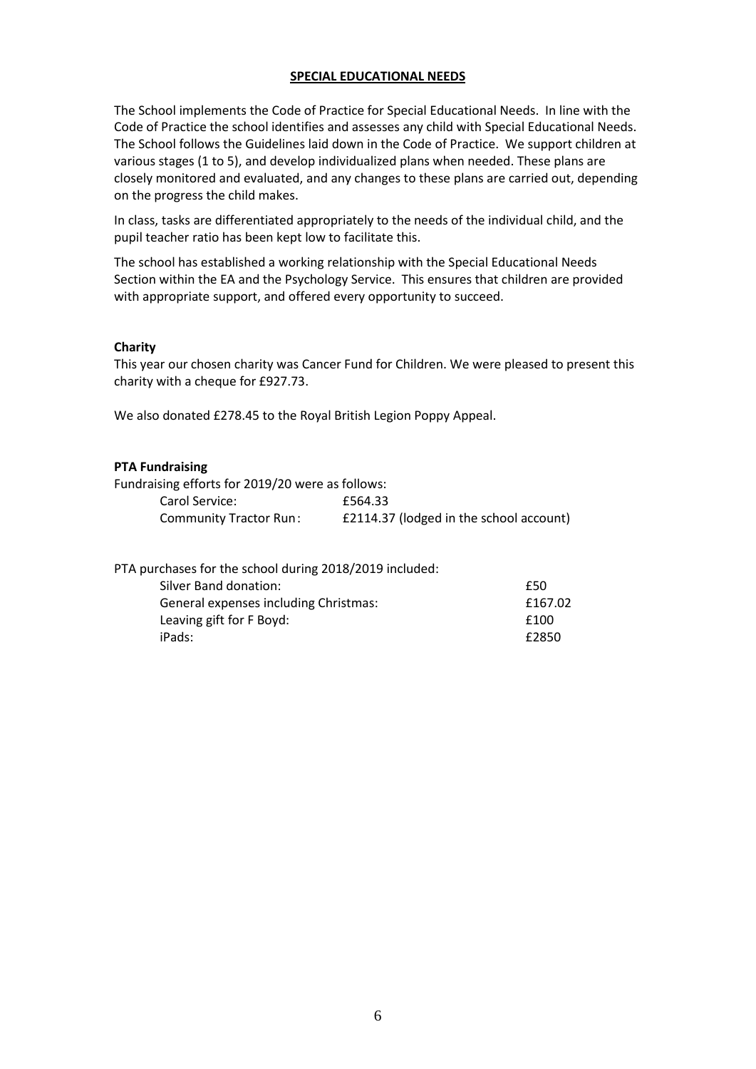## SPECIAL EDUCATIONAL NEEDS

The School implements the Code of Practice for Special Educational Needs. In line with the Code of Practice the school identifies and assesses any child with Special Educational Needs. The School follows the Guidelines laid down in the Code of Practice. We support children at various stages (1 to 5), and develop individualized plans when needed. These plans are closely monitored and evaluated, and any changes to these plans are carried out, depending on the progress the child makes.

In class, tasks are differentiated appropriately to the needs of the individual child, and the pupil teacher ratio has been kept low to facilitate this.

The school has established a working relationship with the Special Educational Needs Section within the EA and the Psychology Service. This ensures that children are provided with appropriate support, and offered every opportunity to succeed.

**Charity**

This year our chosen charity was Cancer Fund for Children. We were pleased to present this charity with a cheque for £927.73.

We also donated £278.45 to the Royal British Legion Poppy Appeal.

**PTA Fundraising**

Fundraising efforts for 2019/20 were as follows:

| | |
|---|---|
| Carol Service: | £564.33 |
| Community Tractor Run: | £2114.37 (lodged in the school account) |

PTA purchases for the school during 2018/2019 included:

| | |
|---|---|
| Silver Band donation: | £50 |
| General expenses including Christmas: | £167.02 |
| Leaving gift for F Boyd: | £100 |
| iPads: | £2850 |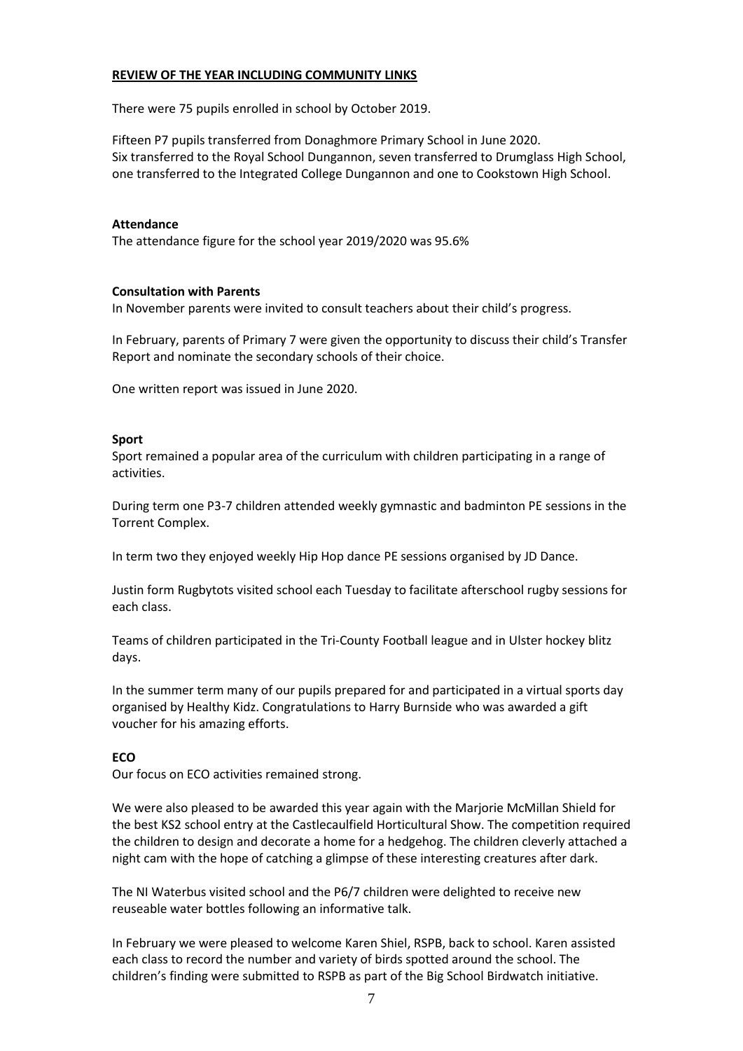## REVIEW OF THE YEAR INCLUDING COMMUNITY LINKS

There were 75 pupils enrolled in school by October 2019.

Fifteen P7 pupils transferred from Donaghmore Primary School in June 2020.
Six transferred to the Royal School Dungannon, seven transferred to Drumglass High School, one transferred to the Integrated College Dungannon and one to Cookstown High School.

### Attendance

The attendance figure for the school year 2019/2020 was 95.6%

### Consultation with Parents

In November parents were invited to consult teachers about their child's progress.

In February, parents of Primary 7 were given the opportunity to discuss their child's Transfer Report and nominate the secondary schools of their choice.

One written report was issued in June 2020.

### Sport

Sport remained a popular area of the curriculum with children participating in a range of activities.

During term one P3-7 children attended weekly gymnastic and badminton PE sessions in the Torrent Complex.

In term two they enjoyed weekly Hip Hop dance PE sessions organised by JD Dance.

Justin form Rugbytots visited school each Tuesday to facilitate afterschool rugby sessions for each class.

Teams of children participated in the Tri-County Football league and in Ulster hockey blitz days.

In the summer term many of our pupils prepared for and participated in a virtual sports day organised by Healthy Kidz. Congratulations to Harry Burnside who was awarded a gift voucher for his amazing efforts.

### ECO

Our focus on ECO activities remained strong.

We were also pleased to be awarded this year again with the Marjorie McMillan Shield for the best KS2 school entry at the Castlecaulfield Horticultural Show. The competition required the children to design and decorate a home for a hedgehog. The children cleverly attached a night cam with the hope of catching a glimpse of these interesting creatures after dark.

The NI Waterbus visited school and the P6/7 children were delighted to receive new reuseable water bottles following an informative talk.

In February we were pleased to welcome Karen Shiel, RSPB, back to school. Karen assisted each class to record the number and variety of birds spotted around the school. The children's finding were submitted to RSPB as part of the Big School Birdwatch initiative.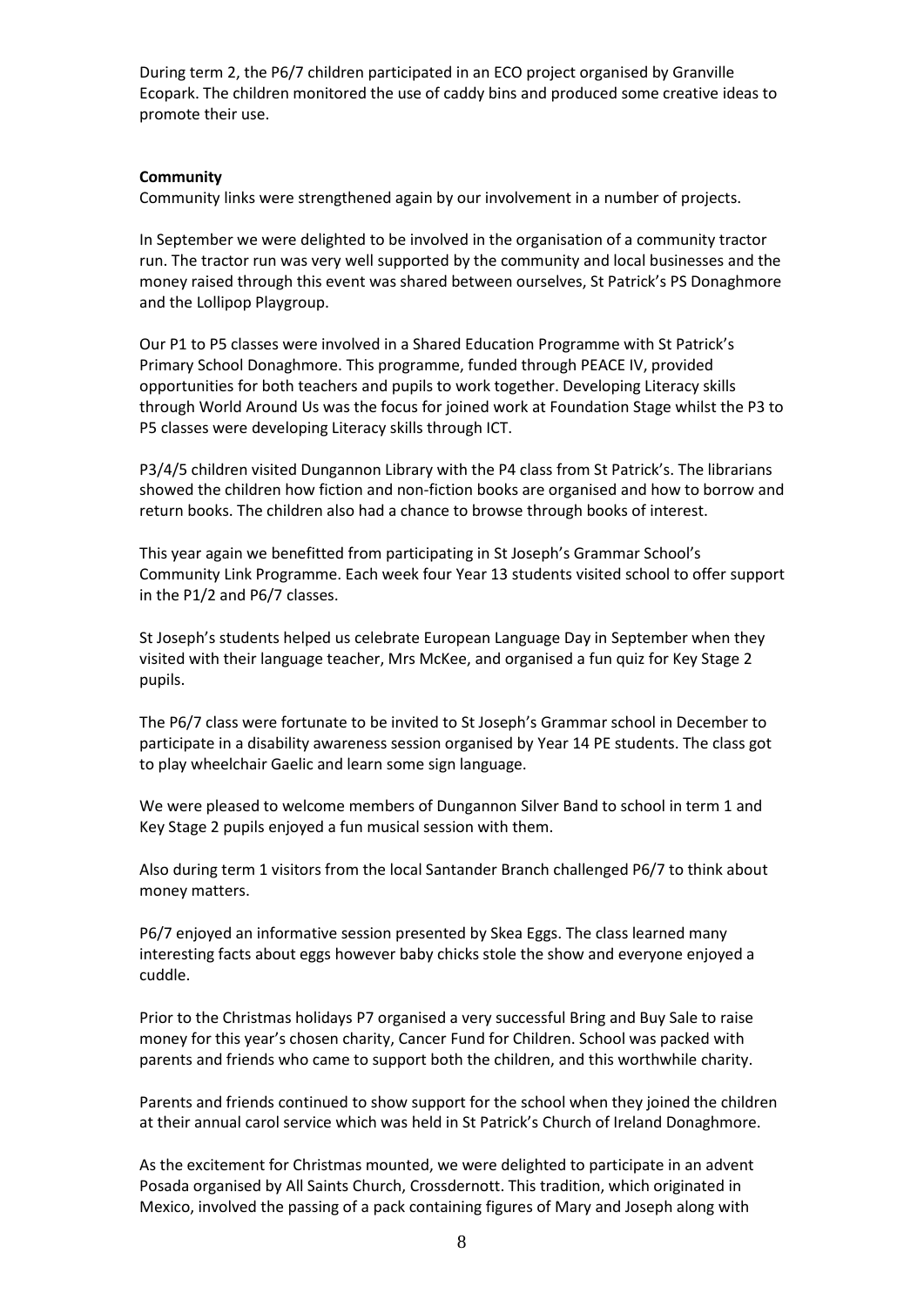During term 2, the P6/7 children participated in an ECO project organised by Granville Ecopark. The children monitored the use of caddy bins and produced some creative ideas to promote their use.

**Community**

Community links were strengthened again by our involvement in a number of projects.

In September we were delighted to be involved in the organisation of a community tractor run. The tractor run was very well supported by the community and local businesses and the money raised through this event was shared between ourselves, St Patrick's PS Donaghmore and the Lollipop Playgroup.

Our P1 to P5 classes were involved in a Shared Education Programme with St Patrick's Primary School Donaghmore. This programme, funded through PEACE IV, provided opportunities for both teachers and pupils to work together. Developing Literacy skills through World Around Us was the focus for joined work at Foundation Stage whilst the P3 to P5 classes were developing Literacy skills through ICT.

P3/4/5 children visited Dungannon Library with the P4 class from St Patrick's. The librarians showed the children how fiction and non-fiction books are organised and how to borrow and return books. The children also had a chance to browse through books of interest.

This year again we benefitted from participating in St Joseph's Grammar School's Community Link Programme. Each week four Year 13 students visited school to offer support in the P1/2 and P6/7 classes.

St Joseph's students helped us celebrate European Language Day in September when they visited with their language teacher, Mrs McKee, and organised a fun quiz for Key Stage 2 pupils.

The P6/7 class were fortunate to be invited to St Joseph's Grammar school in December to participate in a disability awareness session organised by Year 14 PE students. The class got to play wheelchair Gaelic and learn some sign language.

We were pleased to welcome members of Dungannon Silver Band to school in term 1 and Key Stage 2 pupils enjoyed a fun musical session with them.

Also during term 1 visitors from the local Santander Branch challenged P6/7 to think about money matters.

P6/7 enjoyed an informative session presented by Skea Eggs. The class learned many interesting facts about eggs however baby chicks stole the show and everyone enjoyed a cuddle.

Prior to the Christmas holidays P7 organised a very successful Bring and Buy Sale to raise money for this year's chosen charity, Cancer Fund for Children. School was packed with parents and friends who came to support both the children, and this worthwhile charity.

Parents and friends continued to show support for the school when they joined the children at their annual carol service which was held in St Patrick's Church of Ireland Donaghmore.

As the excitement for Christmas mounted, we were delighted to participate in an advent Posada organised by All Saints Church, Crossdernott. This tradition, which originated in Mexico, involved the passing of a pack containing figures of Mary and Joseph along with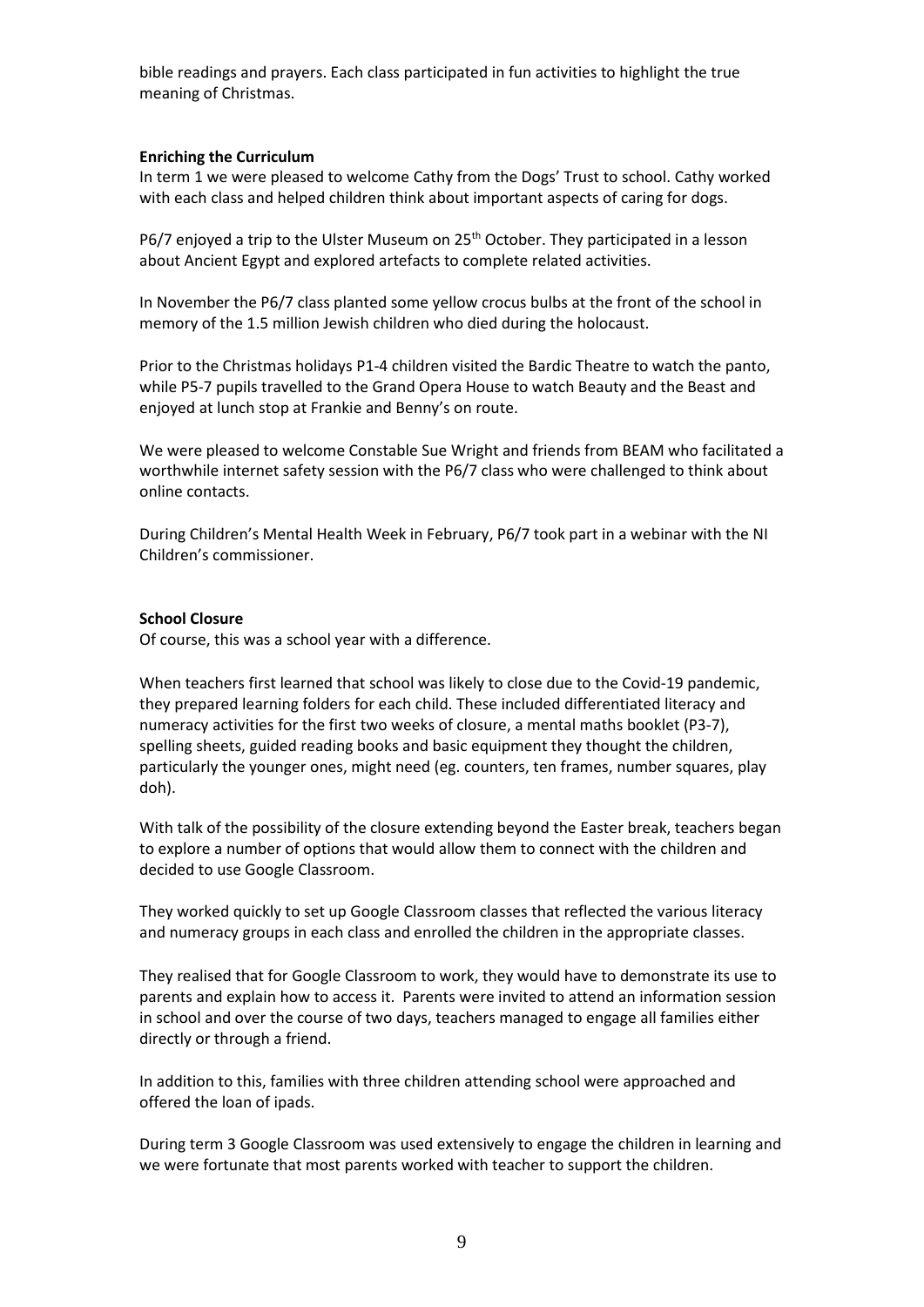bible readings and prayers. Each class participated in fun activities to highlight the true meaning of Christmas.

**Enriching the Curriculum**

In term 1 we were pleased to welcome Cathy from the Dogs' Trust to school. Cathy worked with each class and helped children think about important aspects of caring for dogs.

P6/7 enjoyed a trip to the Ulster Museum on 25th October. They participated in a lesson about Ancient Egypt and explored artefacts to complete related activities.

In November the P6/7 class planted some yellow crocus bulbs at the front of the school in memory of the 1.5 million Jewish children who died during the holocaust.

Prior to the Christmas holidays P1-4 children visited the Bardic Theatre to watch the panto, while P5-7 pupils travelled to the Grand Opera House to watch Beauty and the Beast and enjoyed at lunch stop at Frankie and Benny's on route.

We were pleased to welcome Constable Sue Wright and friends from BEAM who facilitated a worthwhile internet safety session with the P6/7 class who were challenged to think about online contacts.

During Children's Mental Health Week in February, P6/7 took part in a webinar with the NI Children's commissioner.

**School Closure**

Of course, this was a school year with a difference.

When teachers first learned that school was likely to close due to the Covid-19 pandemic, they prepared learning folders for each child. These included differentiated literacy and numeracy activities for the first two weeks of closure, a mental maths booklet (P3-7), spelling sheets, guided reading books and basic equipment they thought the children, particularly the younger ones, might need (eg. counters, ten frames, number squares, play doh).

With talk of the possibility of the closure extending beyond the Easter break, teachers began to explore a number of options that would allow them to connect with the children and decided to use Google Classroom.

They worked quickly to set up Google Classroom classes that reflected the various literacy and numeracy groups in each class and enrolled the children in the appropriate classes.

They realised that for Google Classroom to work, they would have to demonstrate its use to parents and explain how to access it. Parents were invited to attend an information session in school and over the course of two days, teachers managed to engage all families either directly or through a friend.

In addition to this, families with three children attending school were approached and offered the loan of ipads.

During term 3 Google Classroom was used extensively to engage the children in learning and we were fortunate that most parents worked with teacher to support the children.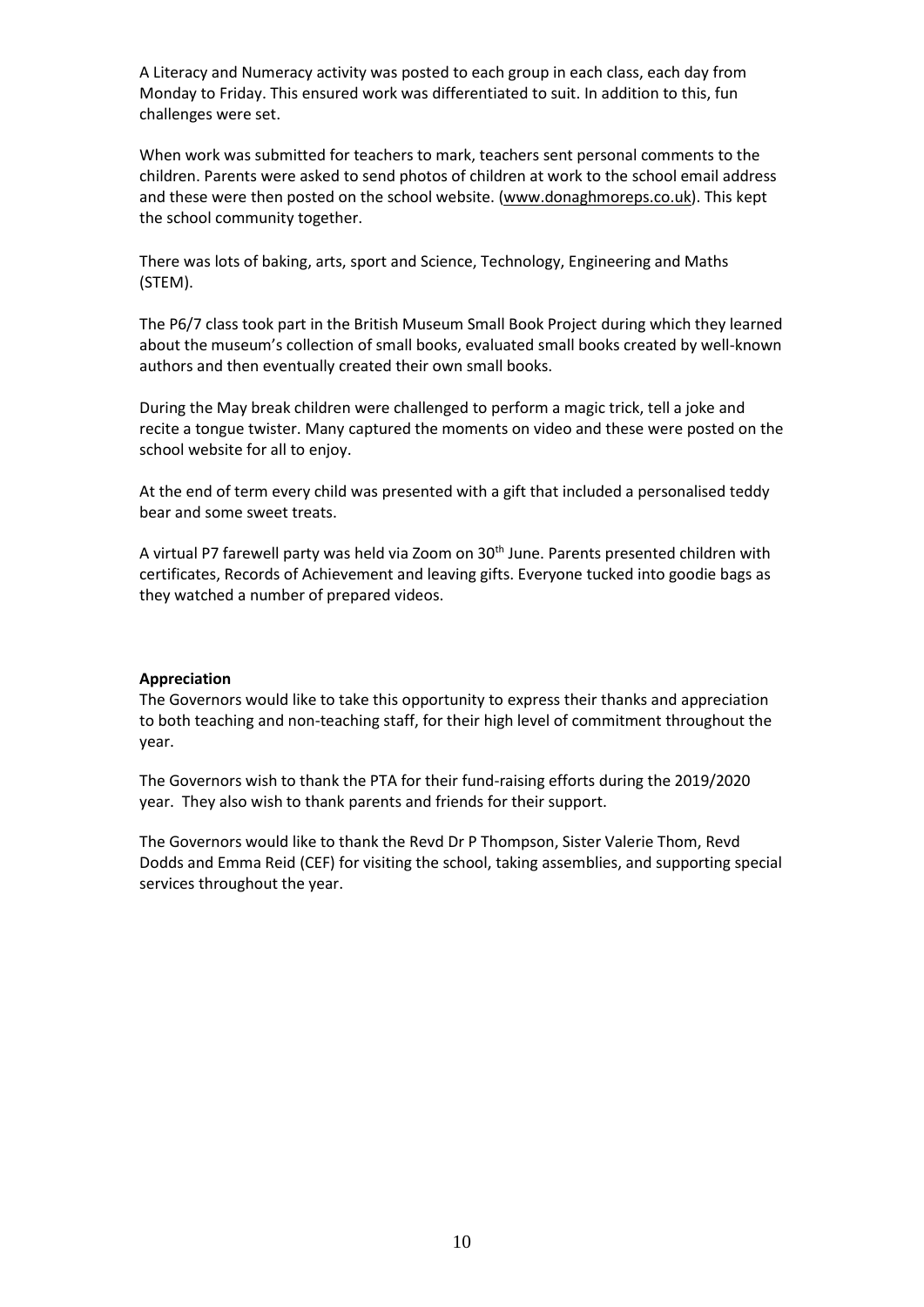A Literacy and Numeracy activity was posted to each group in each class, each day from Monday to Friday. This ensured work was differentiated to suit. In addition to this, fun challenges were set.

When work was submitted for teachers to mark, teachers sent personal comments to the children. Parents were asked to send photos of children at work to the school email address and these were then posted on the school website. (www.donaghmoreps.co.uk). This kept the school community together.

There was lots of baking, arts, sport and Science, Technology, Engineering and Maths (STEM).

The P6/7 class took part in the British Museum Small Book Project during which they learned about the museum's collection of small books, evaluated small books created by well-known authors and then eventually created their own small books.

During the May break children were challenged to perform a magic trick, tell a joke and recite a tongue twister. Many captured the moments on video and these were posted on the school website for all to enjoy.

At the end of term every child was presented with a gift that included a personalised teddy bear and some sweet treats.

A virtual P7 farewell party was held via Zoom on 30th June. Parents presented children with certificates, Records of Achievement and leaving gifts. Everyone tucked into goodie bags as they watched a number of prepared videos.

**Appreciation**

The Governors would like to take this opportunity to express their thanks and appreciation to both teaching and non-teaching staff, for their high level of commitment throughout the year.

The Governors wish to thank the PTA for their fund-raising efforts during the 2019/2020 year. They also wish to thank parents and friends for their support.

The Governors would like to thank the Revd Dr P Thompson, Sister Valerie Thom, Revd Dodds and Emma Reid (CEF) for visiting the school, taking assemblies, and supporting special services throughout the year.